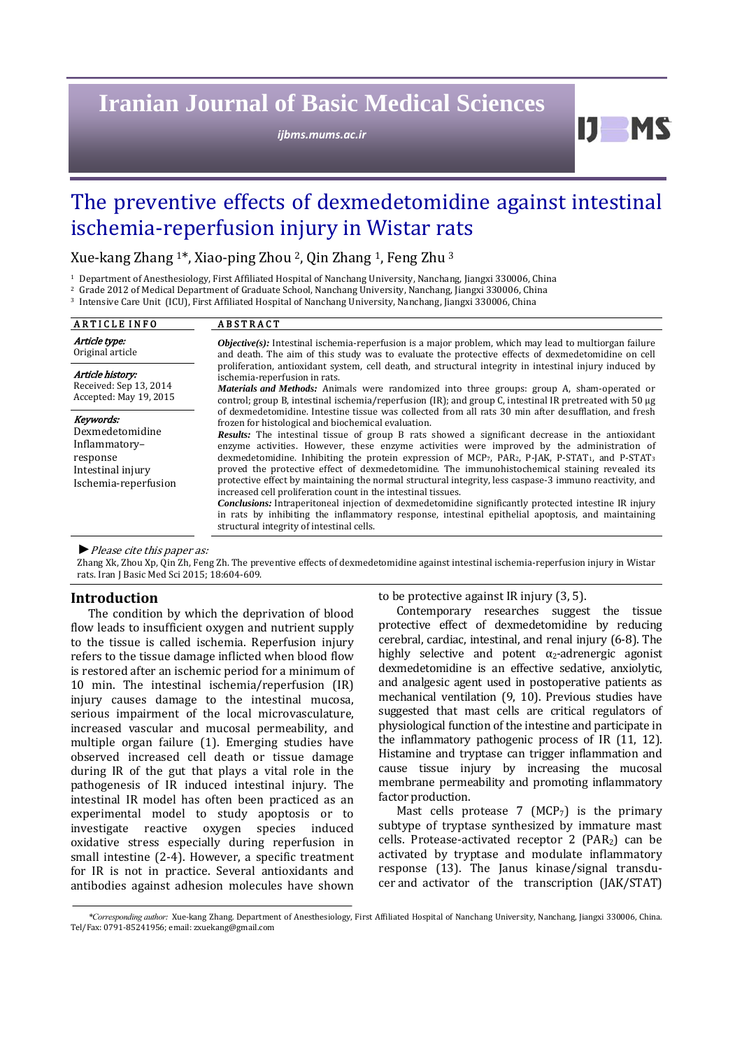# Iranian Journal of Basic Medical Sciences

*ijbms.mums.ac.ir*

# The preventive effects of dexmedetomidine against intestinal ischemia-reperfusion injury in Wistar rats

Xue-kang Zhang [1]*, Xiao-ping Zhou [2], Qin Zhang [1], Feng Zhu [3]

[1] Department of Anesthesiology, First Affiliated Hospital of Nanchang University, Nanchang, Jiangxi 330006, China
[2] Grade 2012 of Medical Department of Graduate School, Nanchang University, Nanchang, Jiangxi 330006, China
[3] Intensive Care Unit (ICU), First Affiliated Hospital of Nanchang University, Nanchang, Jiangxi 330006, China

**ARTICLE INFO**

***Article type:***
Original article

***Article history:***
Received: Sep 13, 2014
Accepted: May 19, 2015

***Keywords:***
Dexmedetomidine
Inflammatory–response
Intestinal injury
Ischemia-reperfusion

**ABSTRACT**

***Objective(s):*** Intestinal ischemia-reperfusion is a major problem, which may lead to multiorgan failure and death. The aim of this study was to evaluate the protective effects of dexmedetomidine on cell proliferation, antioxidant system, cell death, and structural integrity in intestinal injury induced by ischemia-reperfusion in rats.

***Materials and Methods:*** Animals were randomized into three groups: group A, sham-operated or control; group B, intestinal ischemia/reperfusion (IR); and group C, intestinal IR pretreated with 50 µg of dexmedetomidine. Intestine tissue was collected from all rats 30 min after desufflation, and fresh frozen for histological and biochemical evaluation.

***Results:*** The intestinal tissue of group B rats showed a significant decrease in the antioxidant enzyme activities. However, these enzyme activities were improved by the administration of dexmedetomidine. Inhibiting the protein expression of $MCP_7$, $PAR_2$, P-JAK, P-$STAT_1$, and P-$STAT_3$ proved the protective effect of dexmedetomidine. The immunohistochemical staining revealed its protective effect by maintaining the normal structural integrity, less caspase-3 immuno reactivity, and increased cell proliferation count in the intestinal tissues.

***Conclusions:*** Intraperitoneal injection of dexmedetomidine significantly protected intestine IR injury in rats by inhibiting the inflammatory response, intestinal epithelial apoptosis, and maintaining structural integrity of intestinal cells.

► *Please cite this paper as:*

Zhang Xk, Zhou Xp, Qin Zh, Feng Zh. The preventive effects of dexmedetomidine against intestinal ischemia-reperfusion injury in Wistar rats. Iran J Basic Med Sci 2015; 18:604-609.

## Introduction

The condition by which the deprivation of blood flow leads to insufficient oxygen and nutrient supply to the tissue is called ischemia. Reperfusion injury refers to the tissue damage inflicted when blood flow is restored after an ischemic period for a minimum of 10 min. The intestinal ischemia/reperfusion (IR) injury causes damage to the intestinal mucosa, serious impairment of the local microvasculature, increased vascular and mucosal permeability, and multiple organ failure (1). Emerging studies have observed increased cell death or tissue damage during IR of the gut that plays a vital role in the pathogenesis of IR induced intestinal injury. The intestinal IR model has often been practiced as an experimental model to study apoptosis or to investigate reactive oxygen species induced oxidative stress especially during reperfusion in small intestine (2-4). However, a specific treatment for IR is not in practice. Several antioxidants and antibodies against adhesion molecules have shown to be protective against IR injury (3, 5).

Contemporary researches suggest the tissue protective effect of dexmedetomidine by reducing cerebral, cardiac, intestinal, and renal injury (6-8). The highly selective and potent $\alpha_2$-adrenergic agonist dexmedetomidine is an effective sedative, anxiolytic, and analgesic agent used in postoperative patients as mechanical ventilation (9, 10). Previous studies have suggested that mast cells are critical regulators of physiological function of the intestine and participate in the inflammatory pathogenic process of IR (11, 12). Histamine and tryptase can trigger inflammation and cause tissue injury by increasing the mucosal membrane permeability and promoting inflammatory factor production.

Mast cells protease 7 ($MCP_7$) is the primary subtype of tryptase synthesized by immature mast cells. Protease-activated receptor 2 ($PAR_2$) can be activated by tryptase and modulate inflammatory response (13). The Janus kinase/signal transducer and activator of the transcription (JAK/STAT)

*\*Corresponding author:* Xue-kang Zhang. Department of Anesthesiology, First Affiliated Hospital of Nanchang University, Nanchang, Jiangxi 330006, China. Tel/Fax: 0791-85241956; email: zxuekang@gmail.com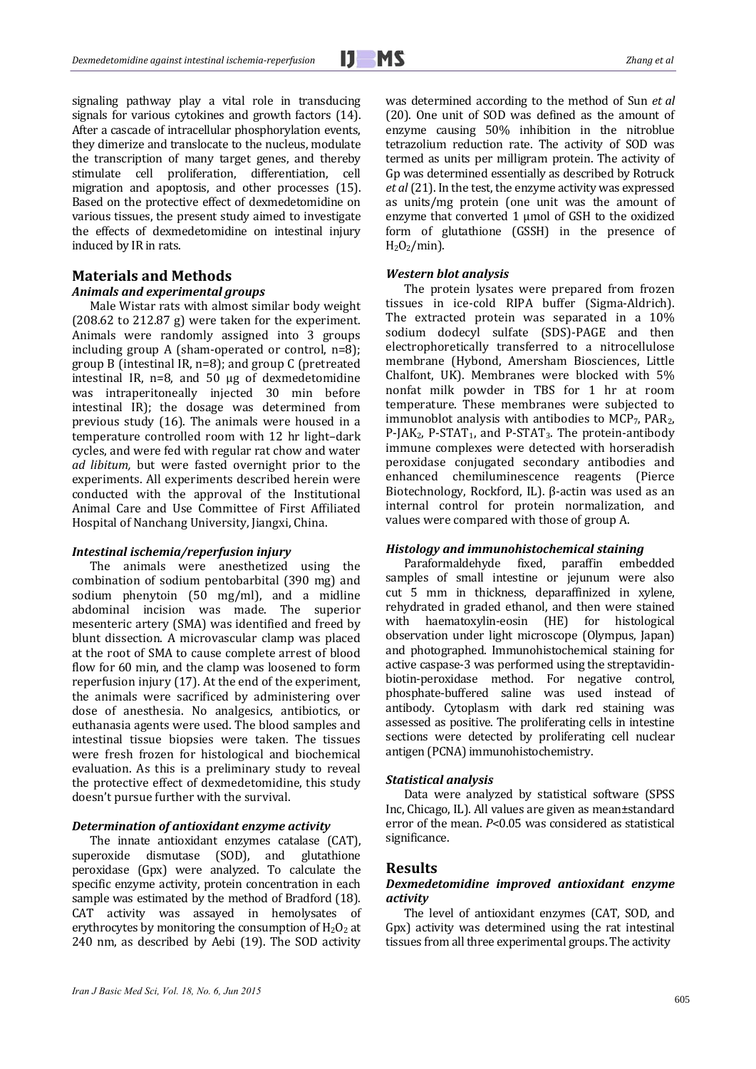signaling pathway play a vital role in transducing signals for various cytokines and growth factors (14). After a cascade of intracellular phosphorylation events, they dimerize and translocate to the nucleus, modulate the transcription of many target genes, and thereby stimulate cell proliferation, differentiation, cell migration and apoptosis, and other processes (15). Based on the protective effect of dexmedetomidine on various tissues, the present study aimed to investigate the effects of dexmedetomidine on intestinal injury induced by IR in rats.

## Materials and Methods

### *Animals and experimental groups*

Male Wistar rats with almost similar body weight (208.62 to 212.87 g) were taken for the experiment. Animals were randomly assigned into 3 groups including group A (sham-operated or control, n=8); group B (intestinal IR, n=8); and group C (pretreated intestinal IR, n=8, and 50 μg of dexmedetomidine was intraperitoneally injected 30 min before intestinal IR); the dosage was determined from previous study (16). The animals were housed in a temperature controlled room with 12 hr light–dark cycles, and were fed with regular rat chow and water *ad libitum,* but were fasted overnight prior to the experiments. All experiments described herein were conducted with the approval of the Institutional Animal Care and Use Committee of First Affiliated Hospital of Nanchang University, Jiangxi, China.

### *Intestinal ischemia/reperfusion injury*

The animals were anesthetized using the combination of sodium pentobarbital (390 mg) and sodium phenytoin (50 mg/ml), and a midline abdominal incision was made. The superior mesenteric artery (SMA) was identified and freed by blunt dissection. A microvascular clamp was placed at the root of SMA to cause complete arrest of blood flow for 60 min, and the clamp was loosened to form reperfusion injury (17). At the end of the experiment, the animals were sacrificed by administering over dose of anesthesia. No analgesics, antibiotics, or euthanasia agents were used. The blood samples and intestinal tissue biopsies were taken. The tissues were fresh frozen for histological and biochemical evaluation. As this is a preliminary study to reveal the protective effect of dexmedetomidine, this study doesn't pursue further with the survival.

### *Determination of antioxidant enzyme activity*

The innate antioxidant enzymes catalase (CAT), superoxide dismutase (SOD), and glutathione peroxidase (Gpx) were analyzed. To calculate the specific enzyme activity, protein concentration in each sample was estimated by the method of Bradford (18). CAT activity was assayed in hemolysates of erythrocytes by monitoring the consumption of $H_2O_2$ at 240 nm, as described by Aebi (19). The SOD activity was determined according to the method of Sun *et al* (20). One unit of SOD was defined as the amount of enzyme causing 50% inhibition in the nitroblue tetrazolium reduction rate. The activity of SOD was termed as units per milligram protein. The activity of Gp was determined essentially as described by Rotruck *et al* (21). In the test, the enzyme activity was expressed as units/mg protein (one unit was the amount of enzyme that converted 1 μmol of GSH to the oxidized form of glutathione (GSSH) in the presence of $H_2O_2$/min).

### *Western blot analysis*

The protein lysates were prepared from frozen tissues in ice-cold RIPA buffer (Sigma-Aldrich). The extracted protein was separated in a 10% sodium dodecyl sulfate (SDS)-PAGE and then electrophoretically transferred to a nitrocellulose membrane (Hybond, Amersham Biosciences, Little Chalfont, UK). Membranes were blocked with 5% nonfat milk powder in TBS for 1 hr at room temperature. These membranes were subjected to immunoblot analysis with antibodies to $MCP_7$, $PAR_2$, P-$JAK_2$, P-$STAT_1$, and P-$STAT_3$. The protein-antibody immune complexes were detected with horseradish peroxidase conjugated secondary antibodies and enhanced chemiluminescence reagents (Pierce Biotechnology, Rockford, IL). β-actin was used as an internal control for protein normalization, and values were compared with those of group A.

### *Histology and immunohistochemical staining*

Paraformaldehyde fixed, paraffin embedded samples of small intestine or jejunum were also cut 5 mm in thickness, deparaffinized in xylene, rehydrated in graded ethanol, and then were stained with haematoxylin-eosin (HE) for histological observation under light microscope (Olympus, Japan) and photographed. Immunohistochemical staining for active caspase-3 was performed using the streptavidin-biotin-peroxidase method. For negative control, phosphate-buffered saline was used instead of antibody. Cytoplasm with dark red staining was assessed as positive. The proliferating cells in intestine sections were detected by proliferating cell nuclear antigen (PCNA) immunohistochemistry.

### *Statistical analysis*

Data were analyzed by statistical software (SPSS Inc, Chicago, IL). All values are given as mean±standard error of the mean. $P<0.05$ was considered as statistical significance.

## Results

### *Dexmedetomidine improved antioxidant enzyme activity*

The level of antioxidant enzymes (CAT, SOD, and Gpx) activity was determined using the rat intestinal tissues from all three experimental groups. The activity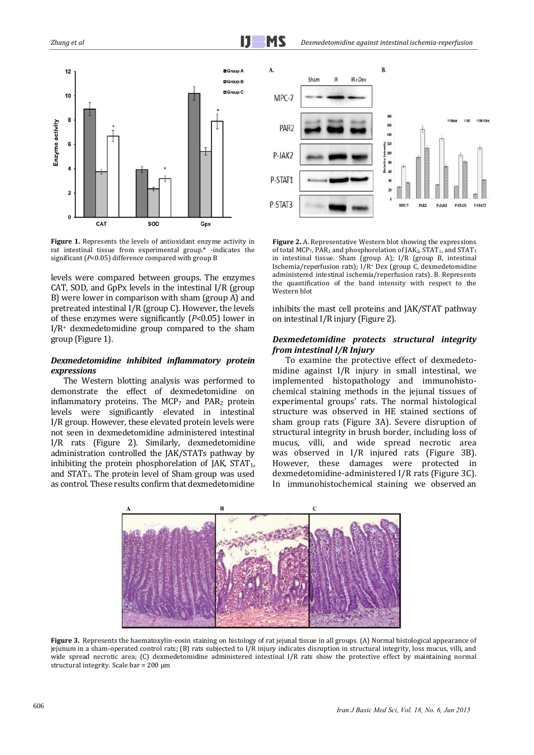**Figure 1.** Represents the levels of antioxidant enzyme activity in rat intestinal tissue from experimental group.* -indicates the significant ($P$<0.05) difference compared with group B

levels were compared between groups. The enzymes CAT, SOD, and GpPx levels in the intestinal I/R (group B) were lower in comparison with sham (group A) and pretreated intestinal I/R (group C). However, the levels of these enzymes were significantly ($P$<0.05) lower in I/R$^+$ dexmedetomidine group compared to the sham group (Figure 1).

### *Dexmedetomidine inhibited inflammatory protein expressions*

The Western blotting analysis was performed to demonstrate the effect of dexmedetomidine on inflammatory proteins. The $MCP_7$ and $PAR_2$ protein levels were significantly elevated in intestinal I/R group. However, these elevated protein levels were not seen in dexmedetomidine administered intestinal I/R rats (Figure 2). Similarly, dexmedetomidine administration controlled the JAK/STATs pathway by inhibiting the protein phosphorelation of JAK, $STAT_1$, and $STAT_3$. The protein level of Sham group was used as control. These results confirm that dexmedetomidine inhibits the mast cell proteins and JAK/STAT pathway on intestinal I/R injury (Figure 2).

**Figure 2.** A. Representative Western blot showing the expressions of total $MCP_7$, $PAR_2$ and phosphorelation of $JAK_2$, $STAT_1$, and $STAT_3$ in intestinal tissue. Sham (group A); I/R (group B, intestinal Ischemia/reperfusion rats); I/R$^+$ Dex (group C, dexmedetomidine administered intestinal ischemia/reperfusion rats). B. Represents the quantification of the band intensity with respect to the Western blot

### *Dexmedetomidine protects structural integrity from intestinal I/R Injury*

To examine the protective effect of dexmedetomidine against I/R injury in small intestinal, we implemented histopathology and immunohistochemical staining methods in the jejunal tissues of experimental groups' rats. The normal histological structure was observed in HE stained sections of sham group rats (Figure 3A). Severe disruption of structural integrity in brush border, including loss of mucus, villi, and wide spread necrotic area was observed in I/R injured rats (Figure 3B). However, these damages were protected in dexmedetomidine-administered I/R rats (Figure 3C). In immunohistochemical staining we observed an

**Figure 3.** Represents the haematoxylin-eosin staining on histology of rat jejunal tissue in all groups. (A) Normal histological appearance of jejunum in a sham-operated control rats; (B) rats subjected to I/R injury indicates disruption in structural integrity, loss mucus, villi, and wide spread necrotic area; (C) dexmedetomidine administered intestinal I/R rats show the protective effect by maintaining normal structural integrity. Scale bar = 200 µm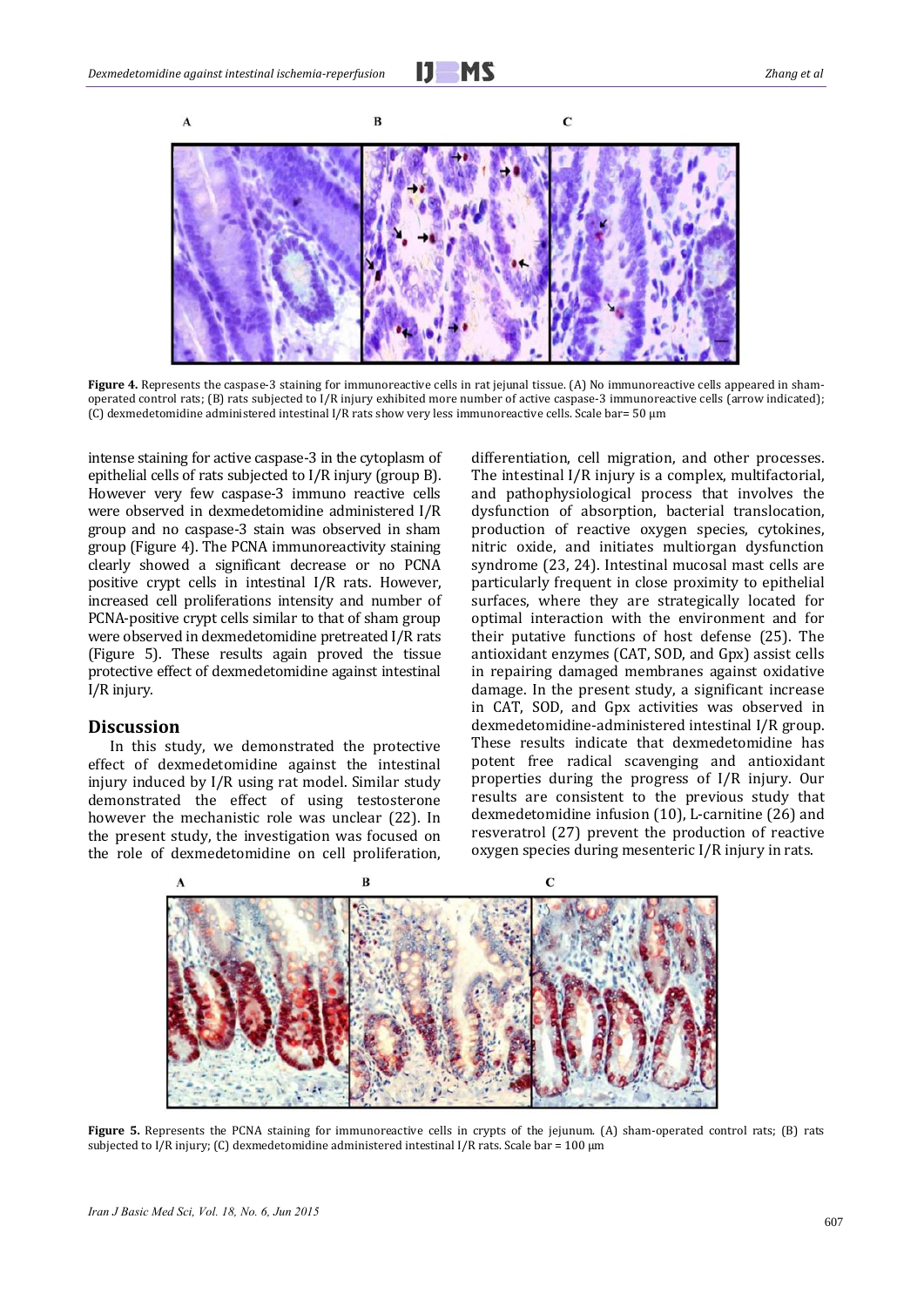**Figure 4.** Represents the caspase-3 staining for immunoreactive cells in rat jejunal tissue. (A) No immunoreactive cells appeared in sham-operated control rats; (B) rats subjected to I/R injury exhibited more number of active caspase-3 immunoreactive cells (arrow indicated); (C) dexmedetomidine administered intestinal I/R rats show very less immunoreactive cells. Scale bar= 50 µm

intense staining for active caspase-3 in the cytoplasm of epithelial cells of rats subjected to I/R injury (group B). However very few caspase-3 immuno reactive cells were observed in dexmedetomidine administered I/R group and no caspase-3 stain was observed in sham group (Figure 4). The PCNA immunoreactivity staining clearly showed a significant decrease or no PCNA positive crypt cells in intestinal I/R rats. However, increased cell proliferations intensity and number of PCNA-positive crypt cells similar to that of sham group were observed in dexmedetomidine pretreated I/R rats (Figure 5). These results again proved the tissue protective effect of dexmedetomidine against intestinal I/R injury.

## Discussion

In this study, we demonstrated the protective effect of dexmedetomidine against the intestinal injury induced by I/R using rat model. Similar study demonstrated the effect of using testosterone however the mechanistic role was unclear (22). In the present study, the investigation was focused on the role of dexmedetomidine on cell proliferation, differentiation, cell migration, and other processes. The intestinal I/R injury is a complex, multifactorial, and pathophysiological process that involves the dysfunction of absorption, bacterial translocation, production of reactive oxygen species, cytokines, nitric oxide, and initiates multiorgan dysfunction syndrome (23, 24). Intestinal mucosal mast cells are particularly frequent in close proximity to epithelial surfaces, where they are strategically located for optimal interaction with the environment and for their putative functions of host defense (25). The antioxidant enzymes (CAT, SOD, and Gpx) assist cells in repairing damaged membranes against oxidative damage. In the present study, a significant increase in CAT, SOD, and Gpx activities was observed in dexmedetomidine-administered intestinal I/R group. These results indicate that dexmedetomidine has potent free radical scavenging and antioxidant properties during the progress of I/R injury. Our results are consistent to the previous study that dexmedetomidine infusion (10), L-carnitine (26) and resveratrol (27) prevent the production of reactive oxygen species during mesenteric I/R injury in rats.

**Figure 5.** Represents the PCNA staining for immunoreactive cells in crypts of the jejunum. (A) sham-operated control rats; (B) rats subjected to I/R injury; (C) dexmedetomidine administered intestinal I/R rats. Scale bar = 100 µm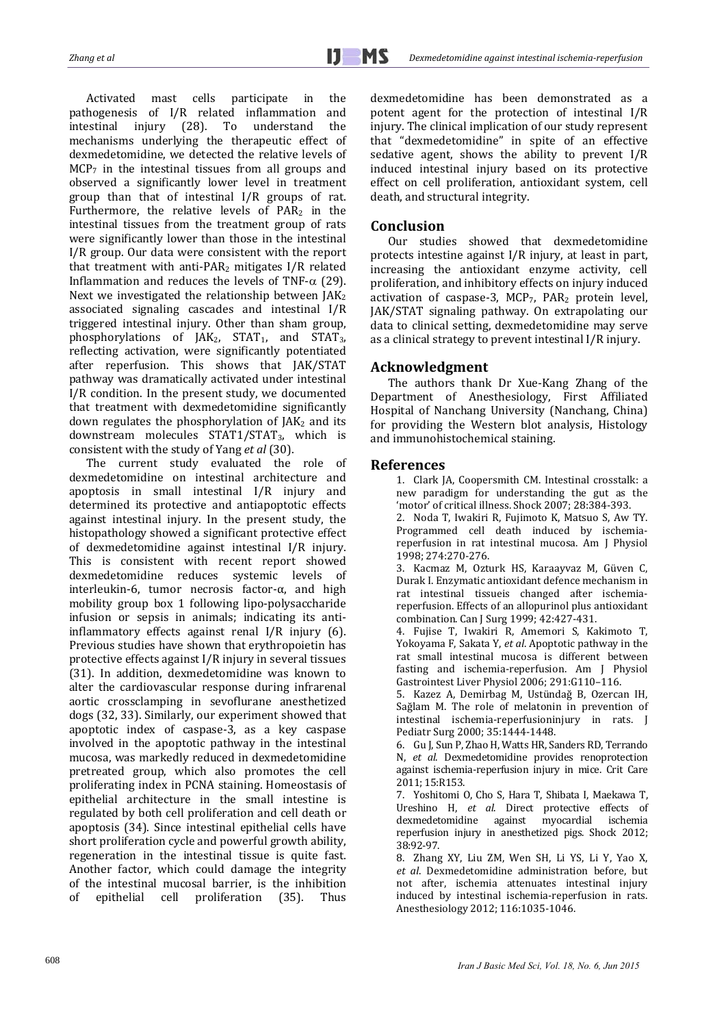Activated mast cells participate in the pathogenesis of I/R related inflammation and intestinal injury (28). To understand the mechanisms underlying the therapeutic effect of dexmedetomidine, we detected the relative levels of $MCP_7$ in the intestinal tissues from all groups and observed a significantly lower level in treatment group than that of intestinal I/R groups of rat. Furthermore, the relative levels of $PAR_2$ in the intestinal tissues from the treatment group of rats were significantly lower than those in the intestinal I/R group. Our data were consistent with the report that treatment with anti-$PAR_2$ mitigates I/R related Inflammation and reduces the levels of TNF-$\alpha$ (29). Next we investigated the relationship between $JAK_2$ associated signaling cascades and intestinal I/R triggered intestinal injury. Other than sham group, phosphorylations of $JAK_2$, $STAT_1$, and $STAT_3$, reflecting activation, were significantly potentiated after reperfusion. This shows that JAK/STAT pathway was dramatically activated under intestinal I/R condition. In the present study, we documented that treatment with dexmedetomidine significantly down regulates the phosphorylation of $JAK_2$ and its downstream molecules STAT1/$STAT_3$, which is consistent with the study of Yang *et al* (30).

The current study evaluated the role of dexmedetomidine on intestinal architecture and apoptosis in small intestinal I/R injury and determined its protective and antiapoptotic effects against intestinal injury. In the present study, the histopathology showed a significant protective effect of dexmedetomidine against intestinal I/R injury. This is consistent with recent report showed dexmedetomidine reduces systemic levels of interleukin-6, tumor necrosis factor-α, and high mobility group box 1 following lipo-polysaccharide infusion or sepsis in animals; indicating its anti-inflammatory effects against renal I/R injury (6). Previous studies have shown that erythropoietin has protective effects against I/R injury in several tissues (31). In addition, dexmedetomidine was known to alter the cardiovascular response during infrarenal aortic crossclamping in sevoflurane anesthetized dogs (32, 33). Similarly, our experiment showed that apoptotic index of caspase-3, as a key caspase involved in the apoptotic pathway in the intestinal mucosa, was markedly reduced in dexmedetomidine pretreated group, which also promotes the cell proliferating index in PCNA staining. Homeostasis of epithelial architecture in the small intestine is regulated by both cell proliferation and cell death or apoptosis (34). Since intestinal epithelial cells have short proliferation cycle and powerful growth ability, regeneration in the intestinal tissue is quite fast. Another factor, which could damage the integrity of the intestinal mucosal barrier, is the inhibition of epithelial cell proliferation (35). Thus dexmedetomidine has been demonstrated as a potent agent for the protection of intestinal I/R injury. The clinical implication of our study represent that "dexmedetomidine" in spite of an effective sedative agent, shows the ability to prevent I/R induced intestinal injury based on its protective effect on cell proliferation, antioxidant system, cell death, and structural integrity.

## Conclusion

Our studies showed that dexmedetomidine protects intestine against I/R injury, at least in part, increasing the antioxidant enzyme activity, cell proliferation, and inhibitory effects on injury induced activation of caspase-3, $MCP_7$, $PAR_2$ protein level, JAK/STAT signaling pathway. On extrapolating our data to clinical setting, dexmedetomidine may serve as a clinical strategy to prevent intestinal I/R injury.

## Acknowledgment

The authors thank Dr Xue-Kang Zhang of the Department of Anesthesiology, First Affiliated Hospital of Nanchang University (Nanchang, China) for providing the Western blot analysis, Histology and immunohistochemical staining.

## References

1. Clark JA, Coopersmith CM. Intestinal crosstalk: a new paradigm for understanding the gut as the 'motor' of critical illness. Shock 2007; 28:384-393.
2. Noda T, Iwakiri R, Fujimoto K, Matsuo S, Aw TY. Programmed cell death induced by ischemia-reperfusion in rat intestinal mucosa. Am J Physiol 1998; 274:270-276.
3. Kacmaz M, Ozturk HS, Karaayvaz M, Güven C, Durak I. Enzymatic antioxidant defence mechanism in rat intestinal tissueis changed after ischemia-reperfusion. Effects of an allopurinol plus antioxidant combination. Can J Surg 1999; 42:427-431.
4. Fujise T, Iwakiri R, Amemori S, Kakimoto T, Yokoyama F, Sakata Y, *et al*. Apoptotic pathway in the rat small intestinal mucosa is different between fasting and ischemia-reperfusion. Am J Physiol Gastrointest Liver Physiol 2006; 291:G110–116.
5. Kazez A, Demirbag M, Ustündağ B, Ozercan IH, Sağlam M. The role of melatonin in prevention of intestinal ischemia-reperfusioninjury in rats. J Pediatr Surg 2000; 35:1444-1448.
6. Gu J, Sun P, Zhao H, Watts HR, Sanders RD, Terrando N, *et al*. Dexmedetomidine provides renoprotection against ischemia-reperfusion injury in mice. Crit Care 2011; 15:R153.
7. Yoshitomi O, Cho S, Hara T, Shibata I, Maekawa T, Ureshino H, *et al*. Direct protective effects of dexmedetomidine against myocardial ischemia reperfusion injury in anesthetized pigs. Shock 2012; 38:92-97.
8. Zhang XY, Liu ZM, Wen SH, Li YS, Li Y, Yao X, *et al*. Dexmedetomidine administration before, but not after, ischemia attenuates intestinal injury induced by intestinal ischemia-reperfusion in rats. Anesthesiology 2012; 116:1035-1046.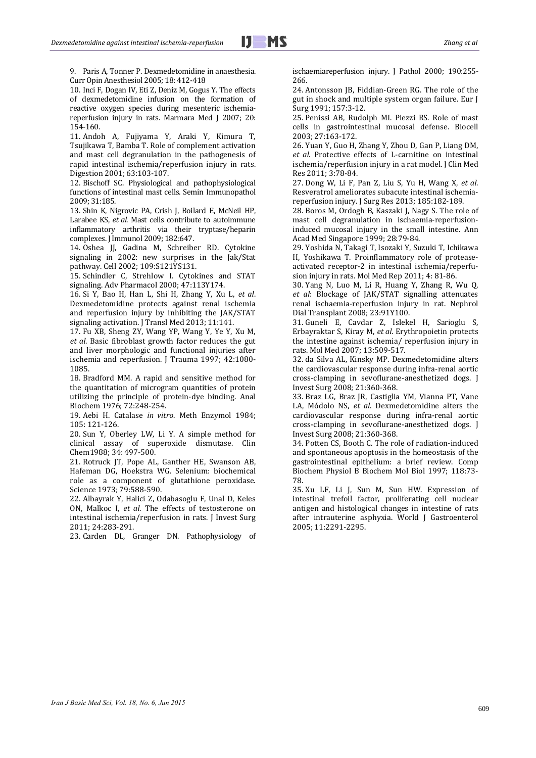9. Paris A, Tonner P. Dexmedetomidine in anaesthesia. Curr Opin Anesthesiol 2005; 18: 412-418

10. Inci F, Dogan IV, Eti Z, Deniz M, Gogus Y. The effects of dexmedetomidine infusion on the formation of reactive oxygen species during mesenteric ischemia-reperfusion injury in rats. Marmara Med J 2007; 20: 154-160.

11. Andoh A, Fujiyama Y, Araki Y, Kimura T, Tsujikawa T, Bamba T. Role of complement activation and mast cell degranulation in the pathogenesis of rapid intestinal ischemia/reperfusion injury in rats. Digestion 2001; 63:103-107.

12. Bischoff SC. Physiological and pathophysiological functions of intestinal mast cells. Semin Immunopathol 2009; 31:185.

13. Shin K, Nigrovic PA, Crish J, Boilard E, McNeil HP, Larabee KS, *et al*. Mast cells contribute to autoimmune inflammatory arthritis via their tryptase/heparin complexes. J Immunol 2009; 182:647.

14. Oshea JJ, Gadina M, Schreiber RD. Cytokine signaling in 2002: new surprises in the Jak/Stat pathway. Cell 2002; 109:S121YS131.

15. Schindler C, Strehlow I. Cytokines and STAT signaling. Adv Pharmacol 2000; 47:113Y174.

16. Si Y, Bao H, Han L, Shi H, Zhang Y, Xu L, *et al*. Dexmedetomidine protects against renal ischemia and reperfusion injury by inhibiting the JAK/STAT signaling activation. J Transl Med 2013; 11:141.

17. Fu XB, Sheng ZY, Wang YP, Wang Y, Ye Y, Xu M, *et al*. Basic fibroblast growth factor reduces the gut and liver morphologic and functional injuries after ischemia and reperfusion. J Trauma 1997; 42:1080-1085.

18. Bradford MM. A rapid and sensitive method for the quantitation of microgram quantities of protein utilizing the principle of protein-dye binding. Anal Biochem 1976; 72:248-254.

19. Aebi H. Catalase *in vitro*. Meth Enzymol 1984; 105: 121-126.

20. Sun Y, Oberley LW, Li Y. A simple method for clinical assay of superoxide dismutase. Clin Chem1988; 34: 497-500.

21. Rotruck JT, Pope AL, Ganther HE, Swanson AB, Hafeman DG, Hoekstra WG. Selenium: biochemical role as a component of glutathione peroxidase. Science 1973; 79:588-590.

22. Albayrak Y, Halici Z, Odabasoglu F, Unal D, Keles ON, Malkoc I, *et al*. The effects of testosterone on intestinal ischemia/reperfusion in rats. J Invest Surg 2011; 24:283-291.

23. Carden DL, Granger DN. Pathophysiology of ischaemiareperfusion injury. J Pathol 2000; 190:255-266.

24. Antonsson JB, Fiddian-Green RG. The role of the gut in shock and multiple system organ failure. Eur J Surg 1991; 157:3-12.

25. Penissi AB, Rudolph MI. Piezzi RS. Role of mast cells in gastrointestinal mucosal defense. Biocell 2003; 27:163-172.

26. Yuan Y, Guo H, Zhang Y, Zhou D, Gan P, Liang DM, *et al*. Protective effects of L-carnitine on intestinal ischemia/reperfusion injury in a rat model. J Clin Med Res 2011; 3:78-84.

27. Dong W, Li F, Pan Z, Liu S, Yu H, Wang X, *et al*. Resveratrol ameliorates subacute intestinal ischemia-reperfusion injury. J Surg Res 2013; 185:182-189.

28. Boros M, Ordogh B, Kaszaki J, Nagy S. The role of mast cell degranulation in ischaemia-reperfusion-induced mucosal injury in the small intestine. Ann Acad Med Singapore 1999; 28:79-84.

29. Yoshida N, Takagi T, Isozaki Y, Suzuki T, Ichikawa H, Yoshikawa T. Proinflammatory role of protease-activated receptor-2 in intestinal ischemia/reperfusion injury in rats. Mol Med Rep 2011; 4: 81-86.

30. Yang N, Luo M, Li R, Huang Y, Zhang R, Wu Q, *et al*: Blockage of JAK/STAT signalling attenuates renal ischaemia-reperfusion injury in rat. Nephrol Dial Transplant 2008; 23:91Y100.

31. Guneli E, Cavdar Z, Islekel H, Sarioglu S, Erbayraktar S, Kiray M, *et al*. Erythropoietin protects the intestine against ischemia/ reperfusion injury in rats. Mol Med 2007; 13:509-517.

32. da Silva AL, Kinsky MP. Dexmedetomidine alters the cardiovascular response during infra-renal aortic cross-clamping in sevoflurane-anesthetized dogs. J Invest Surg 2008; 21:360-368.

33. Braz LG, Braz JR, Castiglia YM, Vianna PT, Vane LA, Módolo NS, *et al*. Dexmedetomidine alters the cardiovascular response during infra-renal aortic cross-clamping in sevoflurane-anesthetized dogs. J Invest Surg 2008; 21:360-368.

34. Potten CS, Booth C. The role of radiation-induced and spontaneous apoptosis in the homeostasis of the gastrointestinal epithelium: a brief review. Comp Biochem Physiol B Biochem Mol Biol 1997; 118:73-78.

35. Xu LF, Li J, Sun M, Sun HW. Expression of intestinal trefoil factor, proliferating cell nuclear antigen and histological changes in intestine of rats after intrauterine asphyxia. World J Gastroenterol 2005; 11:2291-2295.